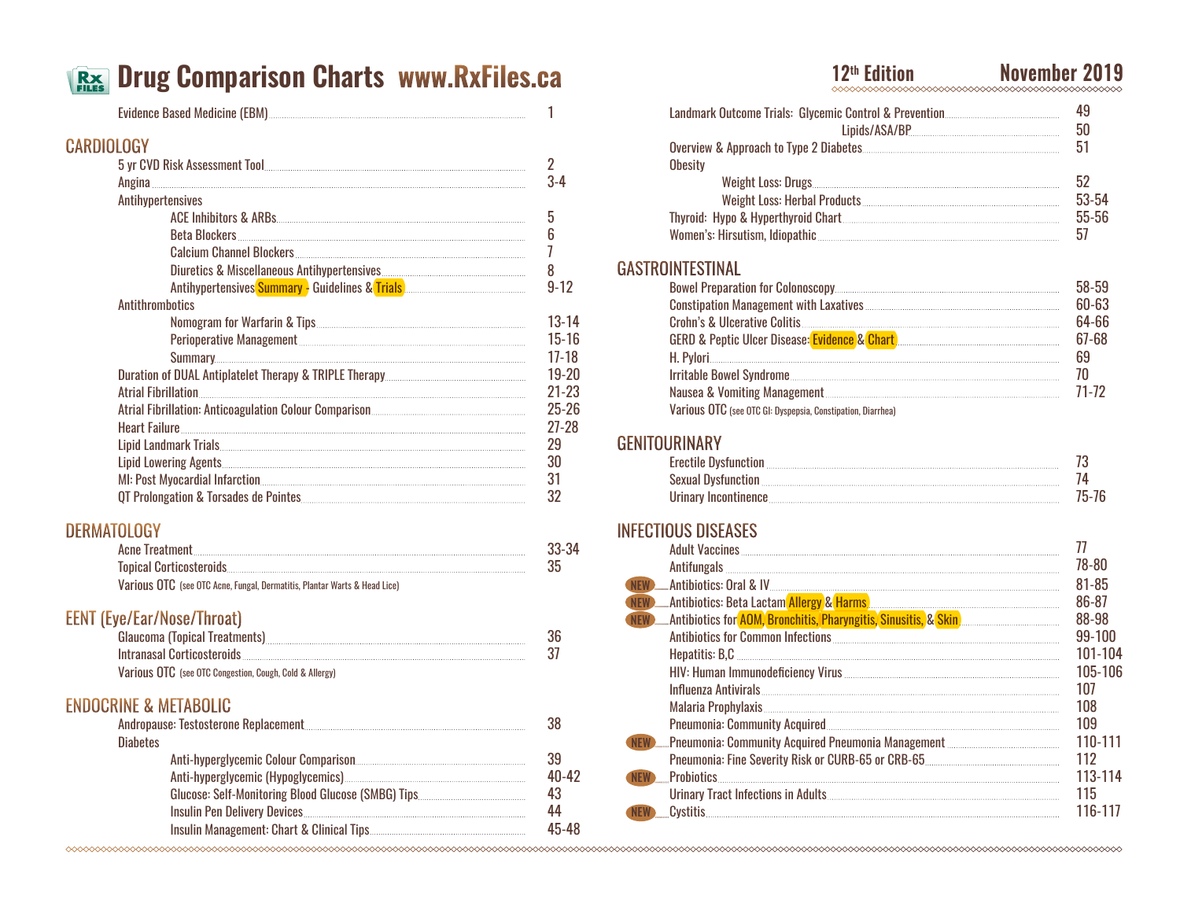# Drug Comparison Charts www.RxFiles.ca

12th Edition — November 2019

Evidence Based Medicine (EBM) ........ 1

## CARDIOLOGY

- 5 yr CVD Risk Assessment Tool ........ 2
- Angina ........ 3-4
- Antihypertensives
  - ACE Inhibitors & ARBs ........ 5
  - Beta Blockers ........ 6
  - Calcium Channel Blockers ........ 7
  - Diuretics & Miscellaneous Antihypertensives ........ 8
  - Antihypertensives Summary - Guidelines & Trials ........ 9-12
- Antithrombotics
  - Nomogram for Warfarin & Tips ........ 13-14
  - Perioperative Management ........ 15-16
  - Summary ........ 17-18
- Duration of DUAL Antiplatelet Therapy & TRIPLE Therapy ........ 19-20
- Atrial Fibrillation ........ 21-23
- Atrial Fibrillation: Anticoagulation Colour Comparison ........ 25-26
- Heart Failure ........ 27-28
- Lipid Landmark Trials ........ 29
- Lipid Lowering Agents ........ 30
- MI: Post Myocardial Infarction ........ 31
- QT Prolongation & Torsades de Pointes ........ 32

## DERMATOLOGY

- Acne Treatment ........ 33-34
- Topical Corticosteroids ........ 35
- Various OTC (see OTC Acne, Fungal, Dermatitis, Plantar Warts & Head Lice)

## EENT (Eye/Ear/Nose/Throat)

- Glaucoma (Topical Treatments) ........ 36
- Intranasal Corticosteroids ........ 37
- Various OTC (see OTC Congestion, Cough, Cold & Allergy)

## ENDOCRINE & METABOLIC

- Andropause: Testosterone Replacement ........ 38
- Diabetes
  - Anti-hyperglycemic Colour Comparison ........ 39
  - Anti-hyperglycemic (Hypoglycemics) ........ 40-42
  - Glucose: Self-Monitoring Blood Glucose (SMBG) Tips ........ 43
  - Insulin Pen Delivery Devices ........ 44
  - Insulin Management: Chart & Clinical Tips ........ 45-48
- Landmark Outcome Trials: Glycemic Control & Prevention ........ 49
  - Lipids/ASA/BP ........ 50
- Overview & Approach to Type 2 Diabetes ........ 51
- Obesity
  - Weight Loss: Drugs ........ 52
  - Weight Loss: Herbal Products ........ 53-54
- Thyroid: Hypo & Hyperthyroid Chart ........ 55-56
- Women's: Hirsutism, Idiopathic ........ 57

## GASTROINTESTINAL

- Bowel Preparation for Colonoscopy ........ 58-59
- Constipation Management with Laxatives ........ 60-63
- Crohn's & Ulcerative Colitis ........ 64-66
- GERD & Peptic Ulcer Disease: Evidence & Chart ........ 67-68
- H. Pylori ........ 69
- Irritable Bowel Syndrome ........ 70
- Nausea & Vomiting Management ........ 71-72
- Various OTC (see OTC GI: Dyspepsia, Constipation, Diarrhea)

## GENITOURINARY

- Erectile Dysfunction ........ 73
- Sexual Dysfunction ........ 74
- Urinary Incontinence ........ 75-76

## INFECTIOUS DISEASES

- Adult Vaccines ........ 77
- Antifungals ........ 78-80
- NEW Antibiotics: Oral & IV ........ 81-85
- NEW Antibiotics: Beta Lactam Allergy & Harms ........ 86-87
- NEW Antibiotics for AOM, Bronchitis, Pharyngitis, Sinusitis, & Skin ........ 88-98
- Antibiotics for Common Infections ........ 99-100
- Hepatitis: B,C ........ 101-104
- HIV: Human Immunodeficiency Virus ........ 105-106
- Influenza Antivirals ........ 107
- Malaria Prophylaxis ........ 108
- Pneumonia: Community Acquired ........ 109
- NEW Pneumonia: Community Acquired Pneumonia Management ........ 110-111
- Pneumonia: Fine Severity Risk or CURB-65 or CRB-65 ........ 112
- NEW Probiotics ........ 113-114
- Urinary Tract Infections in Adults ........ 115
- NEW Cystitis ........ 116-117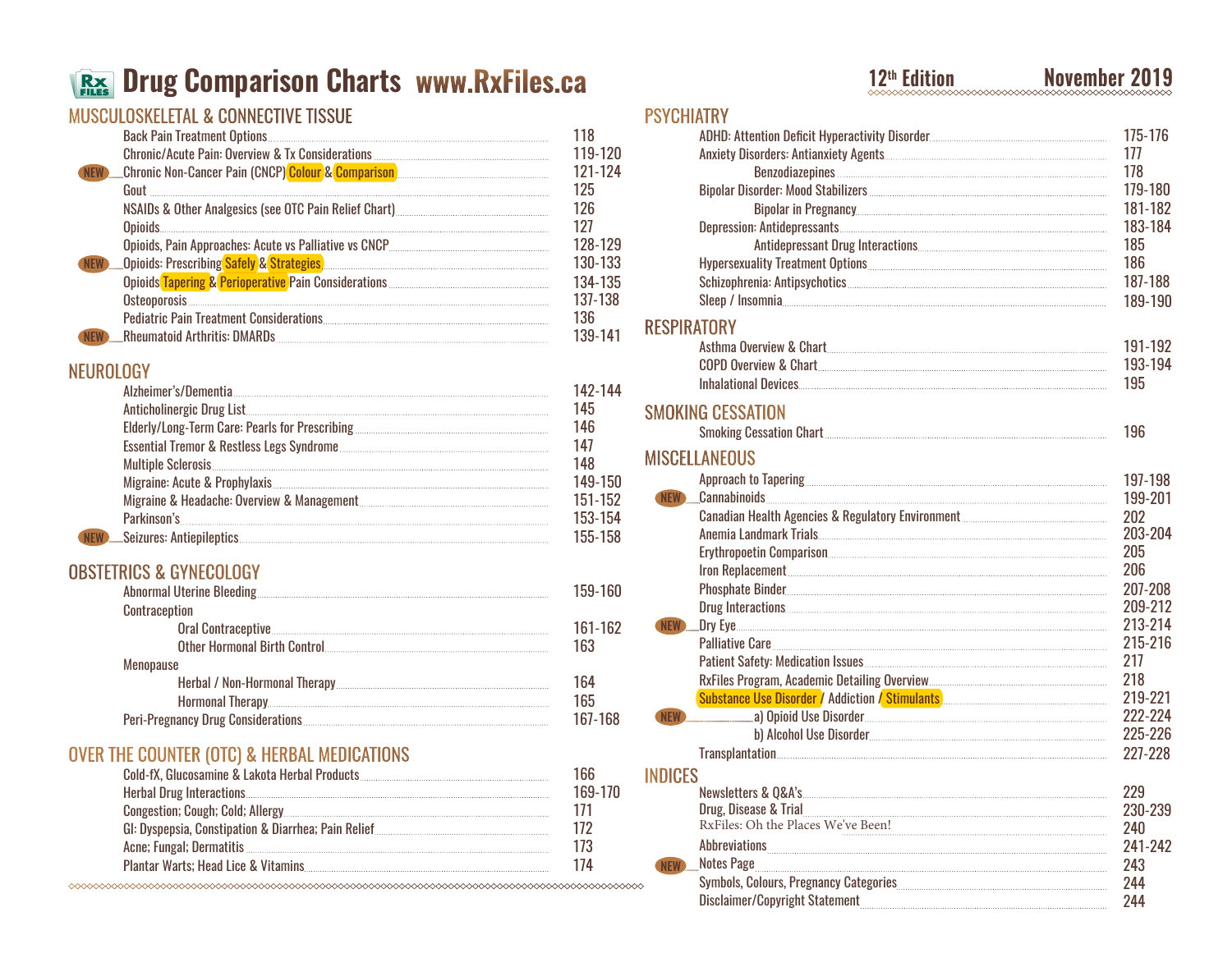# Drug Comparison Charts www.RxFiles.ca

12th Edition — November 2019

## MUSCULOSKELETAL & CONNECTIVE TISSUE

| | | |
|---|---|---|
| | Back Pain Treatment Options | 118 |
| | Chronic/Acute Pain: Overview & Tx Considerations | 119-120 |
| NEW | Chronic Non-Cancer Pain (CNCP) Colour & Comparison | 121-124 |
| | Gout | 125 |
| | NSAIDs & Other Analgesics (see OTC Pain Relief Chart) | 126 |
| | Opioids | 127 |
| | Opioids, Pain Approaches: Acute vs Palliative vs CNCP | 128-129 |
| NEW | Opioids: Prescribing Safely & Strategies | 130-133 |
| | Opioids Tapering & Perioperative Pain Considerations | 134-135 |
| | Osteoporosis | 137-138 |
| | Pediatric Pain Treatment Considerations | 136 |
| NEW | Rheumatoid Arthritis: DMARDs | 139-141 |

## NEUROLOGY

| | | |
|---|---|---|
| | Alzheimer's/Dementia | 142-144 |
| | Anticholinergic Drug List | 145 |
| | Elderly/Long-Term Care: Pearls for Prescribing | 146 |
| | Essential Tremor & Restless Legs Syndrome | 147 |
| | Multiple Sclerosis | 148 |
| | Migraine: Acute & Prophylaxis | 149-150 |
| | Migraine & Headache: Overview & Management | 151-152 |
| | Parkinson's | 153-154 |
| NEW | Seizures: Antiepileptics | 155-158 |

## OBSTETRICS & GYNECOLOGY

| | | |
|---|---|---|
| | Abnormal Uterine Bleeding | 159-160 |
| | Contraception | |
| | Oral Contraceptive | 161-162 |
| | Other Hormonal Birth Control | 163 |
| | Menopause | |
| | Herbal / Non-Hormonal Therapy | 164 |
| | Hormonal Therapy | 165 |
| | Peri-Pregnancy Drug Considerations | 167-168 |

## OVER THE COUNTER (OTC) & HERBAL MEDICATIONS

| | | |
|---|---|---|
| | Cold-fX, Glucosamine & Lakota Herbal Products | 166 |
| | Herbal Drug Interactions | 169-170 |
| | Congestion; Cough; Cold; Allergy | 171 |
| | GI: Dyspepsia, Constipation & Diarrhea; Pain Relief | 172 |
| | Acne; Fungal; Dermatitis | 173 |
| | Plantar Warts; Head Lice & Vitamins | 174 |

## PSYCHIATRY

| | | |
|---|---|---|
| | ADHD: Attention Deficit Hyperactivity Disorder | 175-176 |
| | Anxiety Disorders: Antianxiety Agents | 177 |
| | Benzodiazepines | 178 |
| | Bipolar Disorder: Mood Stabilizers | 179-180 |
| | Bipolar in Pregnancy | 181-182 |
| | Depression: Antidepressants | 183-184 |
| | Antidepressant Drug Interactions | 185 |
| | Hypersexuality Treatment Options | 186 |
| | Schizophrenia: Antipsychotics | 187-188 |
| | Sleep / Insomnia | 189-190 |

## RESPIRATORY

| | | |
|---|---|---|
| | Asthma Overview & Chart | 191-192 |
| | COPD Overview & Chart | 193-194 |
| | Inhalational Devices | 195 |

## SMOKING CESSATION

| | | |
|---|---|---|
| | Smoking Cessation Chart | 196 |

## MISCELLANEOUS

| | | |
|---|---|---|
| | Approach to Tapering | 197-198 |
| NEW | Cannabinoids | 199-201 |
| | Canadian Health Agencies & Regulatory Environment | 202 |
| | Anemia Landmark Trials | 203-204 |
| | Erythropoetin Comparison | 205 |
| | Iron Replacement | 206 |
| | Phosphate Binder | 207-208 |
| | Drug Interactions | 209-212 |
| NEW | Dry Eye | 213-214 |
| | Palliative Care | 215-216 |
| | Patient Safety: Medication Issues | 217 |
| | RxFiles Program, Academic Detailing Overview | 218 |
| | Substance Use Disorder / Addiction / Stimulants | 219-221 |
| NEW | a) Opioid Use Disorder | 222-224 |
| | b) Alcohol Use Disorder | 225-226 |
| | Transplantation | 227-228 |

## INDICES

| | | |
|---|---|---|
| | Newsletters & Q&A's | 229 |
| | Drug, Disease & Trial | 230-239 |
| | RxFiles: Oh the Places We've Been! | 240 |
| | Abbreviations | 241-242 |
| NEW | Notes Page | 243 |
| | Symbols, Colours, Pregnancy Categories | 244 |
| | Disclaimer/Copyright Statement | 244 |